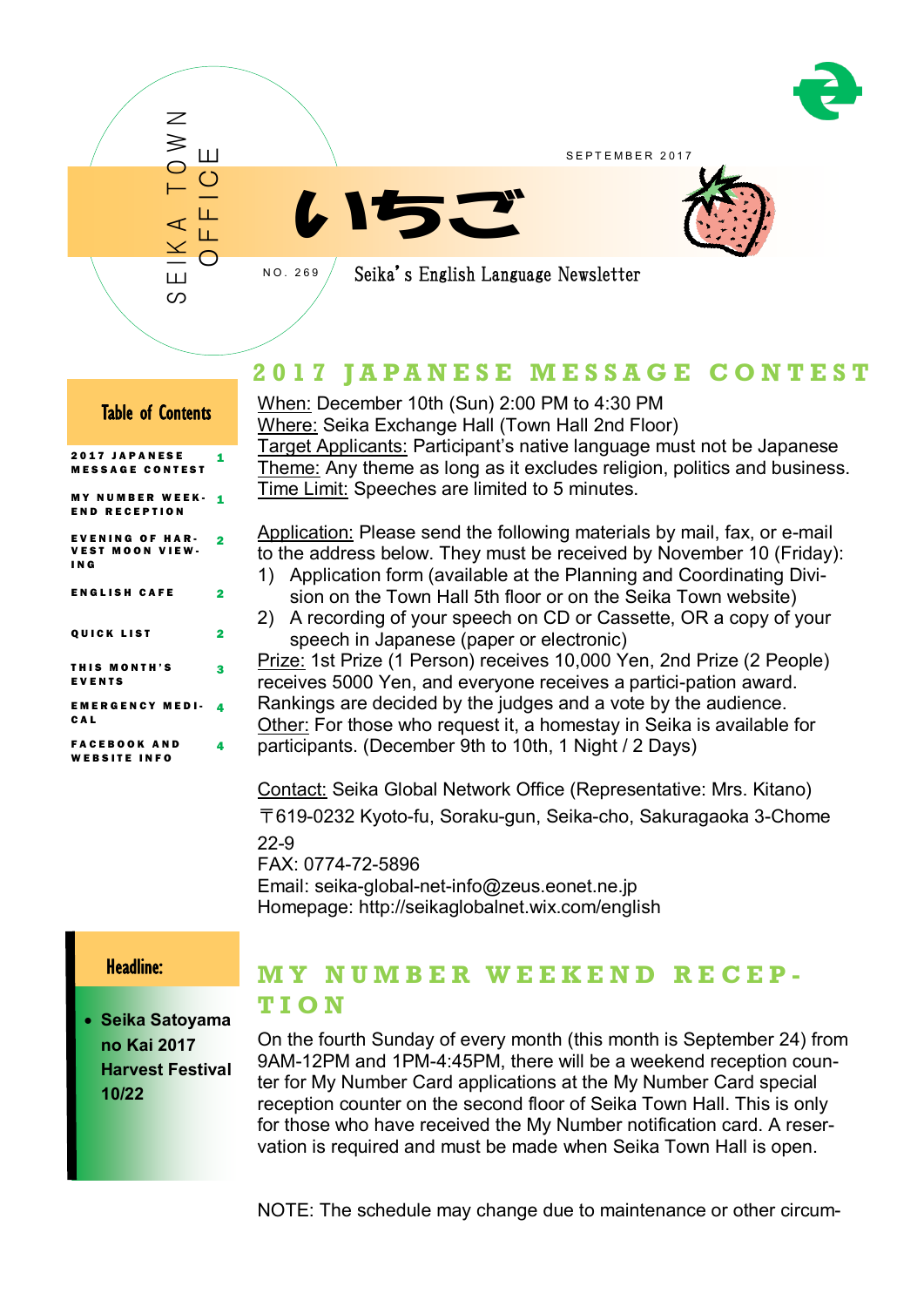SEIKA TOWN OFFICE

SEPTEMBER 2017

# いちご

NO. 269

Seika's English Language Newsletter

**Table of Contents**

| | |
|---|---|
| 2017 JAPANESE MESSAGE CONTEST | 1 |
| MY NUMBER WEEKEND RECEPTION | 1 |
| EVENING OF HARVEST MOON VIEWING | 2 |
| ENGLISH CAFE | 2 |
| QUICK LIST | 2 |
| THIS MONTH'S EVENTS | 3 |
| EMERGENCY MEDICAL | 4 |
| FACEBOOK AND WEBSITE INFO | 4 |

**Headline:**

- **Seika Satoyama no Kai 2017 Harvest Festival 10/22**

## 2017 JAPANESE MESSAGE CONTEST

When: December 10th (Sun) 2:00 PM to 4:30 PM
Where: Seika Exchange Hall (Town Hall 2nd Floor)
Target Applicants: Participant's native language must not be Japanese
Theme: Any theme as long as it excludes religion, politics and business.
Time Limit: Speeches are limited to 5 minutes.

Application: Please send the following materials by mail, fax, or e-mail to the address below. They must be received by November 10 (Friday):

1) Application form (available at the Planning and Coordinating Division on the Town Hall 5th floor or on the Seika Town website)
2) A recording of your speech on CD or Cassette, OR a copy of your speech in Japanese (paper or electronic)

Prize: 1st Prize (1 Person) receives 10,000 Yen, 2nd Prize (2 People) receives 5000 Yen, and everyone receives a partici-pation award. Rankings are decided by the judges and a vote by the audience.
Other: For those who request it, a homestay in Seika is available for participants. (December 9th to 10th, 1 Night / 2 Days)

Contact: Seika Global Network Office (Representative: Mrs. Kitano)
〒619-0232 Kyoto-fu, Soraku-gun, Seika-cho, Sakuragaoka 3-Chome 22-9
FAX: 0774-72-5896
Email: seika-global-net-info@zeus.eonet.ne.jp
Homepage: http://seikaglobalnet.wix.com/english

## MY NUMBER WEEKEND RECEPTION

On the fourth Sunday of every month (this month is September 24) from 9AM-12PM and 1PM-4:45PM, there will be a weekend reception counter for My Number Card applications at the My Number Card special reception counter on the second floor of Seika Town Hall. This is only for those who have received the My Number notification card. A reservation is required and must be made when Seika Town Hall is open.

NOTE: The schedule may change due to maintenance or other circum-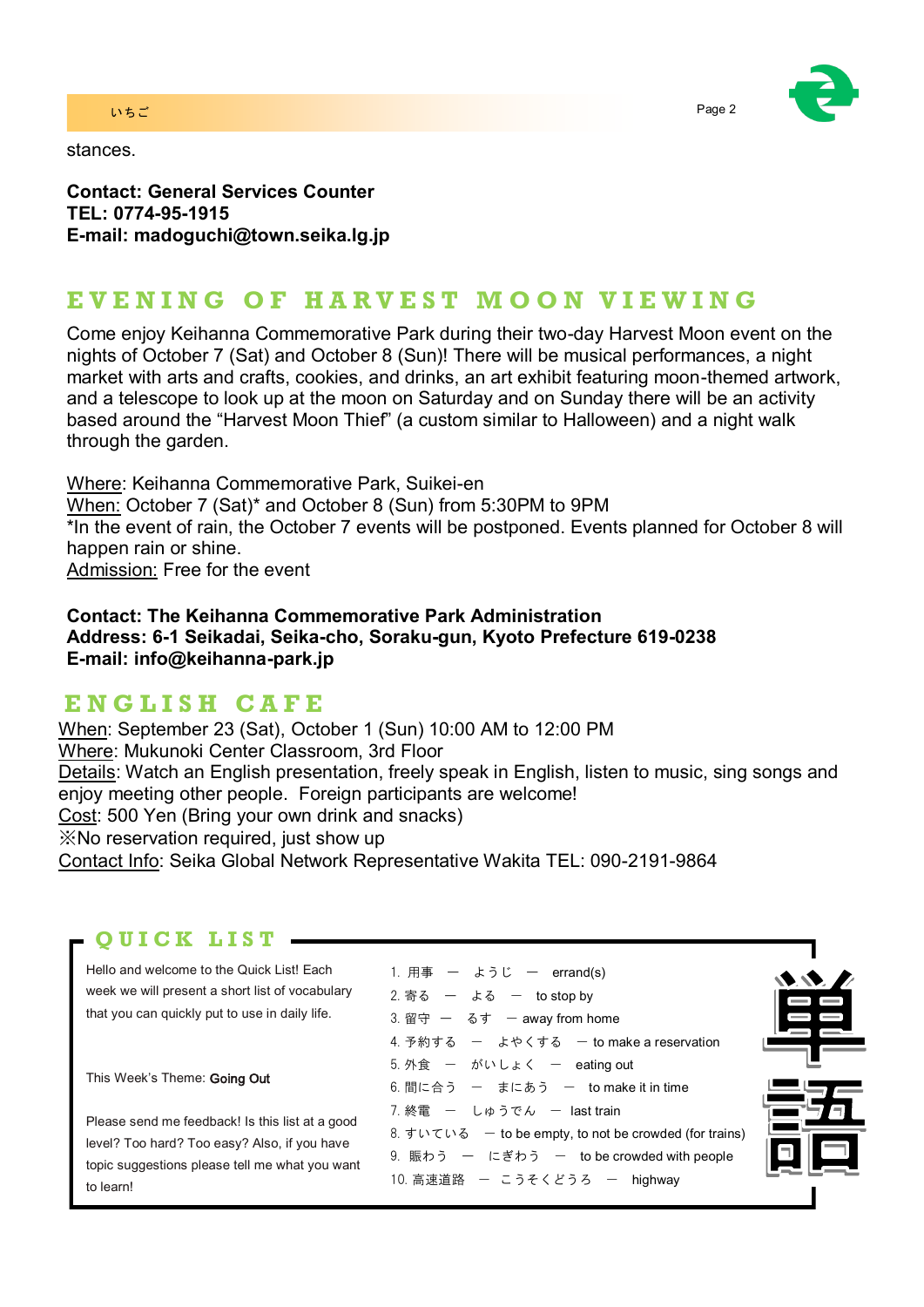stances.

**Contact: General Services Counter**
**TEL: 0774-95-1915**
**E-mail: madoguchi@town.seika.lg.jp**

## EVENING OF HARVEST MOON VIEWING

Come enjoy Keihanna Commemorative Park during their two-day Harvest Moon event on the nights of October 7 (Sat) and October 8 (Sun)! There will be musical performances, a night market with arts and crafts, cookies, and drinks, an art exhibit featuring moon-themed artwork, and a telescope to look up at the moon on Saturday and on Sunday there will be an activity based around the "Harvest Moon Thief" (a custom similar to Halloween) and a night walk through the garden.

Where: Keihanna Commemorative Park, Suikei-en
When: October 7 (Sat)* and October 8 (Sun) from 5:30PM to 9PM
*In the event of rain, the October 7 events will be postponed. Events planned for October 8 will happen rain or shine.
Admission: Free for the event

**Contact: The Keihanna Commemorative Park Administration**
**Address: 6-1 Seikadai, Seika-cho, Soraku-gun, Kyoto Prefecture 619-0238**
**E-mail: info@keihanna-park.jp**

## ENGLISH CAFE

When: September 23 (Sat), October 1 (Sun) 10:00 AM to 12:00 PM
Where: Mukunoki Center Classroom, 3rd Floor
Details: Watch an English presentation, freely speak in English, listen to music, sing songs and enjoy meeting other people. Foreign participants are welcome!
Cost: 500 Yen (Bring your own drink and snacks)
※No reservation required, just show up
Contact Info: Seika Global Network Representative Wakita TEL: 090-2191-9864

## QUICK LIST

Hello and welcome to the Quick List! Each week we will present a short list of vocabulary that you can quickly put to use in daily life.

This Week's Theme: Going Out

Please send me feedback! Is this list at a good level? Too hard? Too easy? Also, if you have topic suggestions please tell me what you want to learn!

1. 用事 ー ようじ ー errand(s)
2. 寄る ー よる ー to stop by
3. 留守 ー るす ー away from home
4. 予約する ー よやくする ー to make a reservation
5. 外食 ー がいしょく ー eating out
6. 間に合う ー まにあう ー to make it in time
7. 終電 ー しゅうでん ー last train
8. すいている ー to be empty, to not be crowded (for trains)
9. 賑わう ー にぎわう ー to be crowded with people
10. 高速道路 ー こうそくどうろ ー highway

単語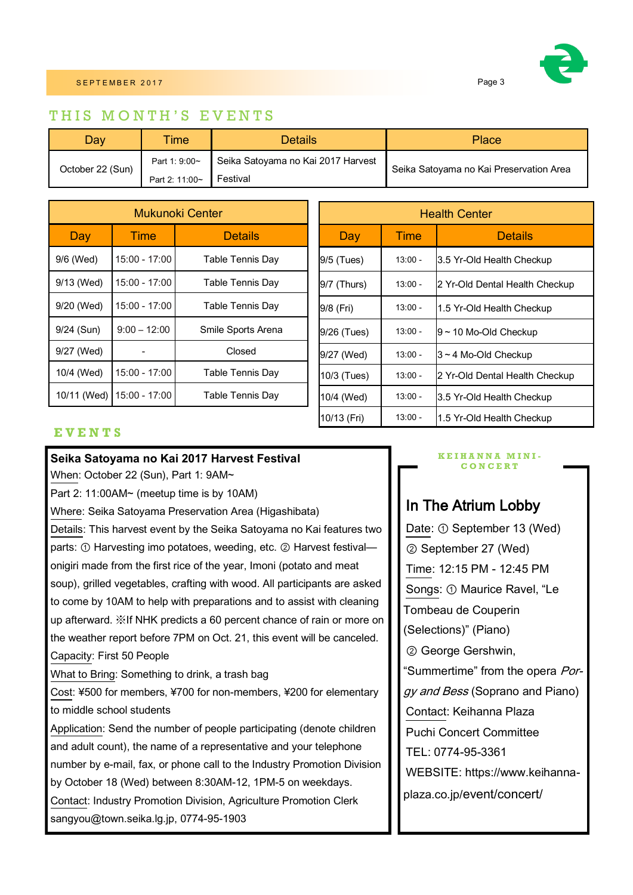## THIS MONTH'S EVENTS

| Day | Time | Details | Place |
|---|---|---|---|
| October 22 (Sun) | Part 1: 9:00~ Part 2: 11:00~ | Seika Satoyama no Kai 2017 Harvest Festival | Seika Satoyama no Kai Preservation Area |

| Mukunoki Center | | |
|---|---|---|
| **Day** | **Time** | **Details** |
| 9/6 (Wed) | 15:00 - 17:00 | Table Tennis Day |
| 9/13 (Wed) | 15:00 - 17:00 | Table Tennis Day |
| 9/20 (Wed) | 15:00 - 17:00 | Table Tennis Day |
| 9/24 (Sun) | 9:00 – 12:00 | Smile Sports Arena |
| 9/27 (Wed) | - | Closed |
| 10/4 (Wed) | 15:00 - 17:00 | Table Tennis Day |
| 10/11 (Wed) | 15:00 - 17:00 | Table Tennis Day |

| Health Center | | |
|---|---|---|
| **Day** | **Time** | **Details** |
| 9/5 (Tues) | 13:00 - | 3.5 Yr-Old Health Checkup |
| 9/7 (Thurs) | 13:00 - | 2 Yr-Old Dental Health Checkup |
| 9/8 (Fri) | 13:00 - | 1.5 Yr-Old Health Checkup |
| 9/26 (Tues) | 13:00 - | 9 ~ 10 Mo-Old Checkup |
| 9/27 (Wed) | 13:00 - | 3 ~ 4 Mo-Old Checkup |
| 10/3 (Tues) | 13:00 - | 2 Yr-Old Dental Health Checkup |
| 10/4 (Wed) | 13:00 - | 3.5 Yr-Old Health Checkup |
| 10/13 (Fri) | 13:00 - | 1.5 Yr-Old Health Checkup |

## EVENTS

### Seika Satoyama no Kai 2017 Harvest Festival

When: October 22 (Sun), Part 1: 9AM~

Part 2: 11:00AM~ (meetup time is by 10AM)

Where: Seika Satoyama Preservation Area (Higashibata)

Details: This harvest event by the Seika Satoyama no Kai features two parts: ① Harvesting imo potatoes, weeding, etc. ② Harvest festival—onigiri made from the first rice of the year, Imoni (potato and meat soup), grilled vegetables, crafting with wood. All participants are asked to come by 10AM to help with preparations and to assist with cleaning up afterward. ※If NHK predicts a 60 percent chance of rain or more on the weather report before 7PM on Oct. 21, this event will be canceled.

Capacity: First 50 People

What to Bring: Something to drink, a trash bag

Cost: ¥500 for members, ¥700 for non-members, ¥200 for elementary to middle school students

Application: Send the number of people participating (denote children and adult count), the name of a representative and your telephone number by e-mail, fax, or phone call to the Industry Promotion Division by October 18 (Wed) between 8:30AM-12, 1PM-5 on weekdays.

Contact: Industry Promotion Division, Agriculture Promotion Clerk sangyou@town.seika.lg.jp, 0774-95-1903

### KEIHANNA MINI-CONCERT

**In The Atrium Lobby**

Date: ① September 13 (Wed)

② September 27 (Wed)

Time: 12:15 PM - 12:45 PM

Songs: ① Maurice Ravel, "Le Tombeau de Couperin (Selections)" (Piano)

② George Gershwin, "Summertime" from the opera *Porgy and Bess* (Soprano and Piano)

Contact: Keihanna Plaza Puchi Concert Committee

TEL: 0774-95-3361

WEBSITE: https://www.keihanna-plaza.co.jp/event/concert/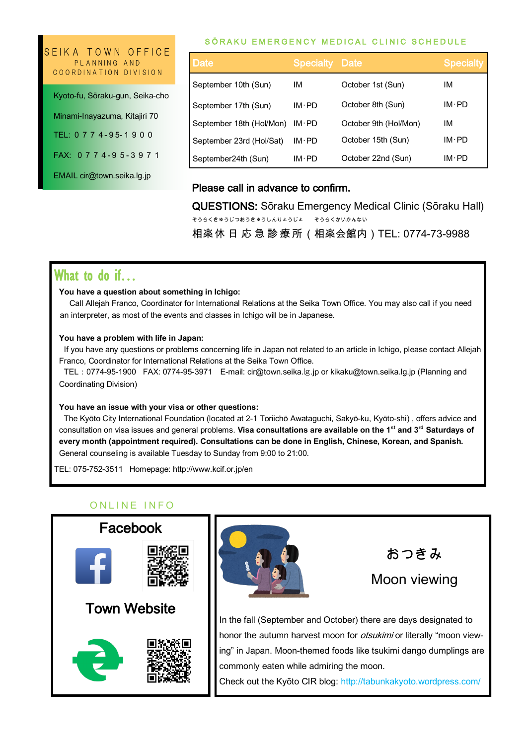## SEIKA TOWN OFFICE

PLANNING AND COORDINATION DIVISION

Kyoto-fu, Sōraku-gun, Seika-cho

Minami-Inayazuma, Kitajiri 70

TEL: ０７７４-95-１９００

FAX: ０７７４-９５-３９７１

EMAIL cir@town.seika.lg.jp

## SŌRAKU EMERGENCY MEDICAL CLINIC SCHEDULE

| Date | Specialty | Date | Specialty |
|---|---|---|---|
| September 10th (Sun) | IM | October 1st (Sun) | IM |
| September 17th (Sun) | IM･PD | October 8th (Sun) | IM･PD |
| September 18th (Hol/Mon) | IM･PD | October 9th (Hol/Mon) | IM |
| September 23rd (Hol/Sat) | IM･PD | October 15th (Sun) | IM･PD |
| September24th (Sun) | IM･PD | October 22nd (Sun) | IM･PD |

Please call in advance to confirm.

QUESTIONS: Sōraku Emergency Medical Clinic (Sōraku Hall)

相楽休日応急診療所（相楽会館内）TEL: 0774-73-9988

## What to do if…

**You have a question about something in Ichigo:**

Call Allejah Franco, Coordinator for International Relations at the Seika Town Office. You may also call if you need an interpreter, as most of the events and classes in Ichigo will be in Japanese.

**You have a problem with life in Japan:**

If you have any questions or problems concerning life in Japan not related to an article in Ichigo, please contact Allejah Franco, Coordinator for International Relations at the Seika Town Office.

TEL：0774-95-1900　FAX: 0774-95-3971　E-mail: cir@town.seika.lg.jp or kikaku@town.seika.lg.jp (Planning and Coordinating Division)

**You have an issue with your visa or other questions:**

The Kyōto City International Foundation (located at 2-1 Toriichō Awataguchi, Sakyō-ku, Kyōto-shi), offers advice and consultation on visa issues and general problems. **Visa consultations are available on the 1st and 3rd Saturdays of every month (appointment required). Consultations can be done in English, Chinese, Korean, and Spanish.** General counseling is available Tuesday to Sunday from 9:00 to 21:00.

TEL: 075-752-3511　Homepage: http://www.kcif.or.jp/en

## ONLINE INFO

Facebook

Town Website

## おつきみ

Moon viewing

In the fall (September and October) there are days designated to honor the autumn harvest moon for *otsukimi* or literally "moon viewing" in Japan. Moon-themed foods like tsukimi dango dumplings are commonly eaten while admiring the moon.

Check out the Kyōto CIR blog: http://tabunkakyoto.wordpress.com/